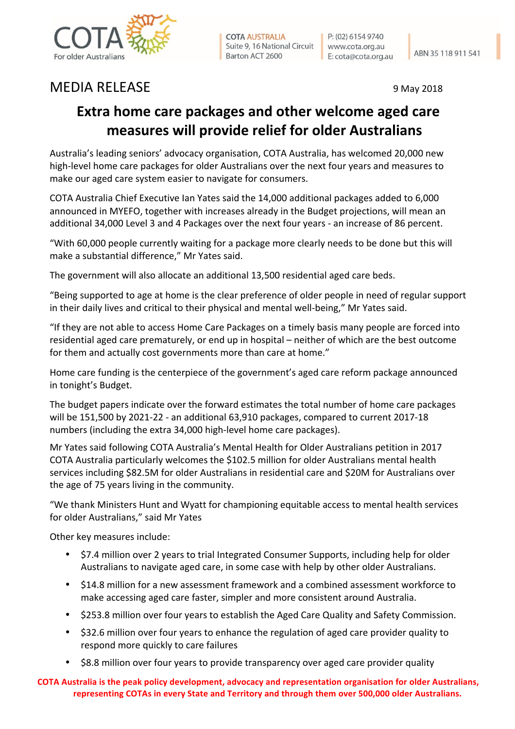COTA For older Australians

COTA AUSTRALIA
Suite 9, 16 National Circuit
Barton ACT 2600

P: (02) 6154 9740
www.cota.org.au
E: cota@cota.org.au

ABN 35 118 911 541

MEDIA RELEASE

9 May 2018

# Extra home care packages and other welcome aged care measures will provide relief for older Australians

Australia's leading seniors' advocacy organisation, COTA Australia, has welcomed 20,000 new high-level home care packages for older Australians over the next four years and measures to make our aged care system easier to navigate for consumers.

COTA Australia Chief Executive Ian Yates said the 14,000 additional packages added to 6,000 announced in MYEFO, together with increases already in the Budget projections, will mean an additional 34,000 Level 3 and 4 Packages over the next four years - an increase of 86 percent.

"With 60,000 people currently waiting for a package more clearly needs to be done but this will make a substantial difference," Mr Yates said.

The government will also allocate an additional 13,500 residential aged care beds.

"Being supported to age at home is the clear preference of older people in need of regular support in their daily lives and critical to their physical and mental well-being," Mr Yates said.

"If they are not able to access Home Care Packages on a timely basis many people are forced into residential aged care prematurely, or end up in hospital – neither of which are the best outcome for them and actually cost governments more than care at home."

Home care funding is the centerpiece of the government's aged care reform package announced in tonight's Budget.

The budget papers indicate over the forward estimates the total number of home care packages will be 151,500 by 2021-22 - an additional 63,910 packages, compared to current 2017-18 numbers (including the extra 34,000 high-level home care packages).

Mr Yates said following COTA Australia's Mental Health for Older Australians petition in 2017 COTA Australia particularly welcomes the $102.5 million for older Australians mental health services including $82.5M for older Australians in residential care and $20M for Australians over the age of 75 years living in the community.

"We thank Ministers Hunt and Wyatt for championing equitable access to mental health services for older Australians," said Mr Yates

Other key measures include:

- $7.4 million over 2 years to trial Integrated Consumer Supports, including help for older Australians to navigate aged care, in some case with help by other older Australians.
- $14.8 million for a new assessment framework and a combined assessment workforce to make accessing aged care faster, simpler and more consistent around Australia.
- $253.8 million over four years to establish the Aged Care Quality and Safety Commission.
- $32.6 million over four years to enhance the regulation of aged care provider quality to respond more quickly to care failures
- $8.8 million over four years to provide transparency over aged care provider quality

**COTA Australia is the peak policy development, advocacy and representation organisation for older Australians, representing COTAs in every State and Territory and through them over 500,000 older Australians.**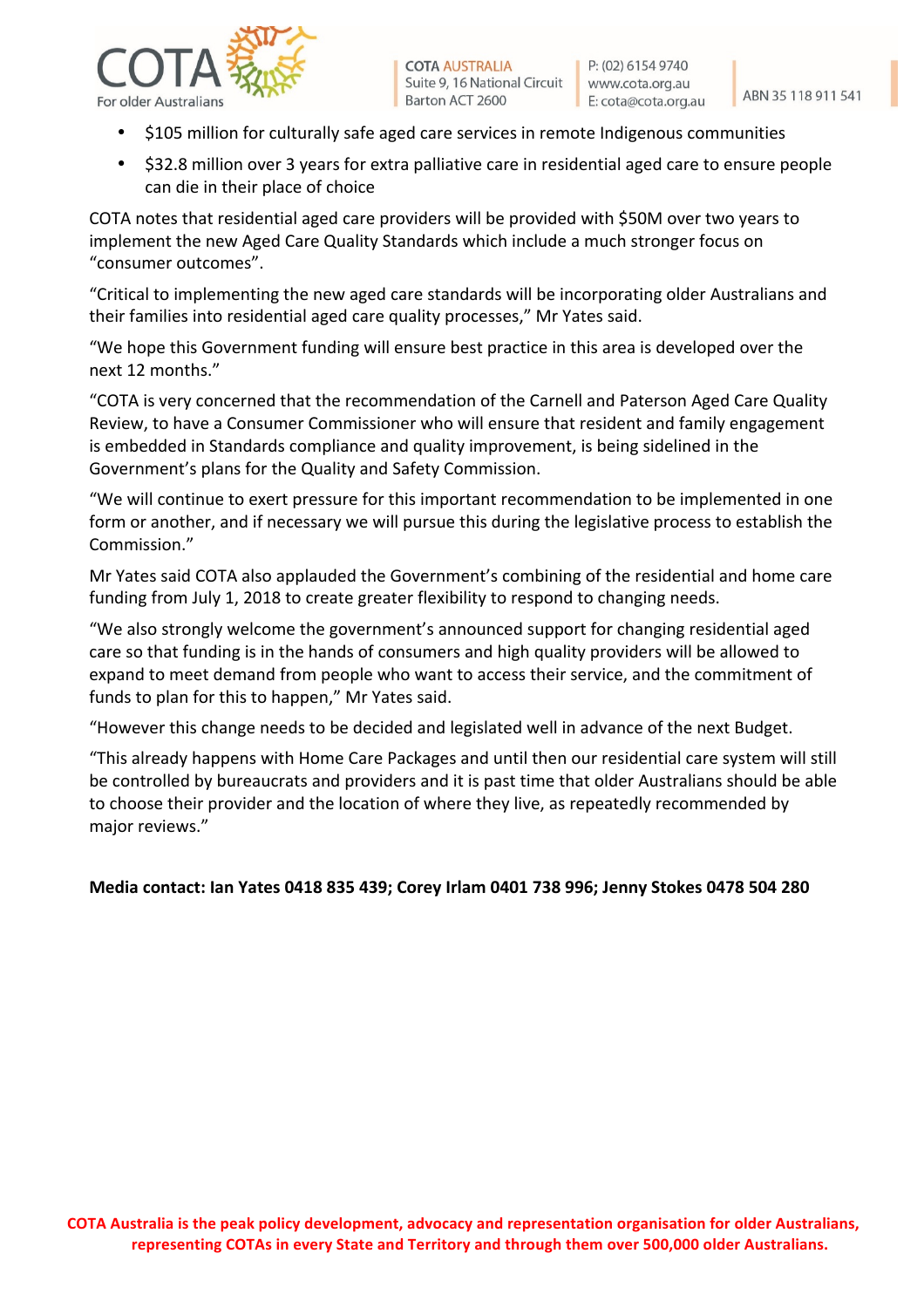- $105 million for culturally safe aged care services in remote Indigenous communities
- $32.8 million over 3 years for extra palliative care in residential aged care to ensure people can die in their place of choice

COTA notes that residential aged care providers will be provided with $50M over two years to implement the new Aged Care Quality Standards which include a much stronger focus on "consumer outcomes".

"Critical to implementing the new aged care standards will be incorporating older Australians and their families into residential aged care quality processes," Mr Yates said.

"We hope this Government funding will ensure best practice in this area is developed over the next 12 months."

"COTA is very concerned that the recommendation of the Carnell and Paterson Aged Care Quality Review, to have a Consumer Commissioner who will ensure that resident and family engagement is embedded in Standards compliance and quality improvement, is being sidelined in the Government's plans for the Quality and Safety Commission.

"We will continue to exert pressure for this important recommendation to be implemented in one form or another, and if necessary we will pursue this during the legislative process to establish the Commission."

Mr Yates said COTA also applauded the Government's combining of the residential and home care funding from July 1, 2018 to create greater flexibility to respond to changing needs.

"We also strongly welcome the government's announced support for changing residential aged care so that funding is in the hands of consumers and high quality providers will be allowed to expand to meet demand from people who want to access their service, and the commitment of funds to plan for this to happen," Mr Yates said.

"However this change needs to be decided and legislated well in advance of the next Budget.

"This already happens with Home Care Packages and until then our residential care system will still be controlled by bureaucrats and providers and it is past time that older Australians should be able to choose their provider and the location of where they live, as repeatedly recommended by major reviews."

**Media contact: Ian Yates 0418 835 439; Corey Irlam 0401 738 996; Jenny Stokes 0478 504 280**

**COTA Australia is the peak policy development, advocacy and representation organisation for older Australians, representing COTAs in every State and Territory and through them over 500,000 older Australians.**